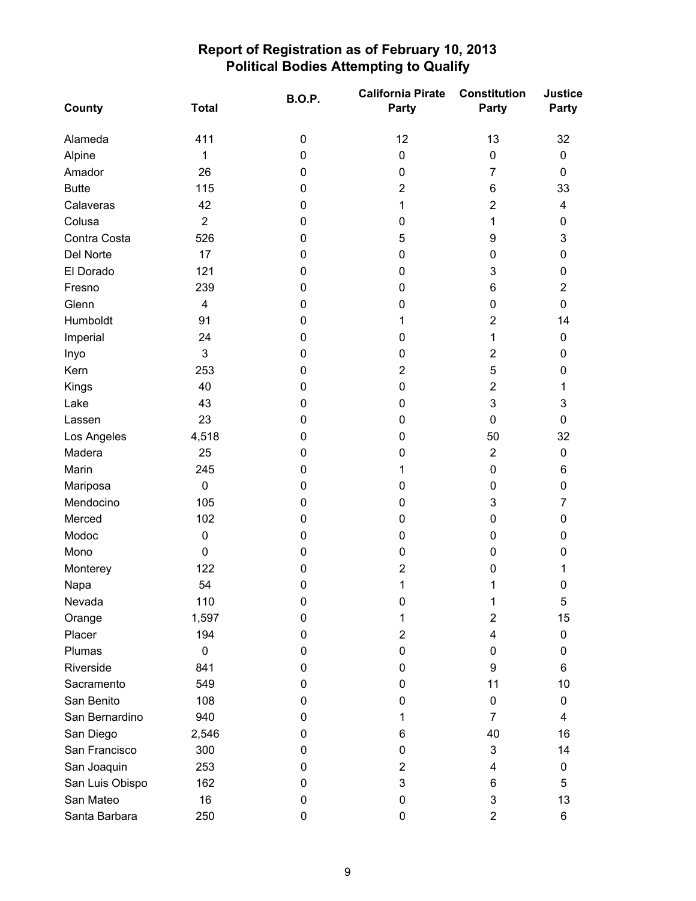# Report of Registration as of February 10, 2013
## Political Bodies Attempting to Qualify

| County | Total | B.O.P. | California Pirate Party | Constitution Party | Justice Party |
|---|---|---|---|---|---|
| Alameda | 411 | 0 | 12 | 13 | 32 |
| Alpine | 1 | 0 | 0 | 0 | 0 |
| Amador | 26 | 0 | 0 | 7 | 0 |
| Butte | 115 | 0 | 2 | 6 | 33 |
| Calaveras | 42 | 0 | 1 | 2 | 4 |
| Colusa | 2 | 0 | 0 | 1 | 0 |
| Contra Costa | 526 | 0 | 5 | 9 | 3 |
| Del Norte | 17 | 0 | 0 | 0 | 0 |
| El Dorado | 121 | 0 | 0 | 3 | 0 |
| Fresno | 239 | 0 | 0 | 6 | 2 |
| Glenn | 4 | 0 | 0 | 0 | 0 |
| Humboldt | 91 | 0 | 1 | 2 | 14 |
| Imperial | 24 | 0 | 0 | 1 | 0 |
| Inyo | 3 | 0 | 0 | 2 | 0 |
| Kern | 253 | 0 | 2 | 5 | 0 |
| Kings | 40 | 0 | 0 | 2 | 1 |
| Lake | 43 | 0 | 0 | 3 | 3 |
| Lassen | 23 | 0 | 0 | 0 | 0 |
| Los Angeles | 4,518 | 0 | 0 | 50 | 32 |
| Madera | 25 | 0 | 0 | 2 | 0 |
| Marin | 245 | 0 | 1 | 0 | 6 |
| Mariposa | 0 | 0 | 0 | 0 | 0 |
| Mendocino | 105 | 0 | 0 | 3 | 7 |
| Merced | 102 | 0 | 0 | 0 | 0 |
| Modoc | 0 | 0 | 0 | 0 | 0 |
| Mono | 0 | 0 | 0 | 0 | 0 |
| Monterey | 122 | 0 | 2 | 0 | 1 |
| Napa | 54 | 0 | 1 | 1 | 0 |
| Nevada | 110 | 0 | 0 | 1 | 5 |
| Orange | 1,597 | 0 | 1 | 2 | 15 |
| Placer | 194 | 0 | 2 | 4 | 0 |
| Plumas | 0 | 0 | 0 | 0 | 0 |
| Riverside | 841 | 0 | 0 | 9 | 6 |
| Sacramento | 549 | 0 | 0 | 11 | 10 |
| San Benito | 108 | 0 | 0 | 0 | 0 |
| San Bernardino | 940 | 0 | 1 | 7 | 4 |
| San Diego | 2,546 | 0 | 6 | 40 | 16 |
| San Francisco | 300 | 0 | 0 | 3 | 14 |
| San Joaquin | 253 | 0 | 2 | 4 | 0 |
| San Luis Obispo | 162 | 0 | 3 | 6 | 5 |
| San Mateo | 16 | 0 | 0 | 3 | 13 |
| Santa Barbara | 250 | 0 | 0 | 2 | 6 |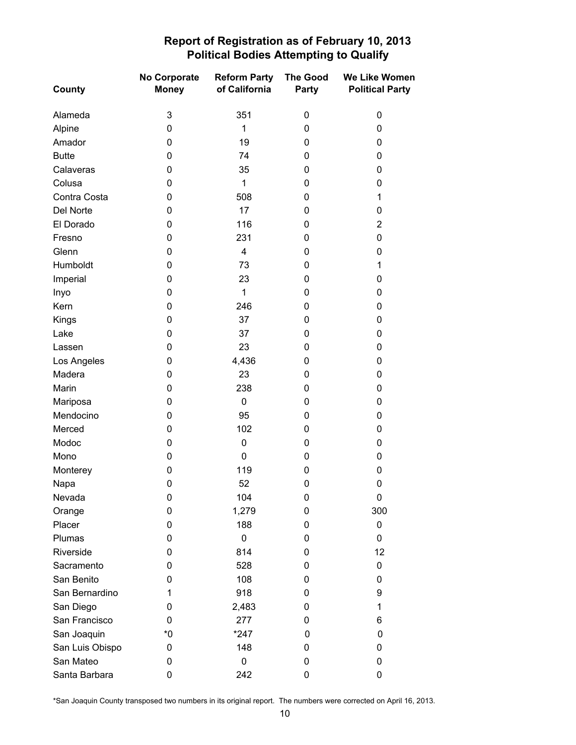# Report of Registration as of February 10, 2013
## Political Bodies Attempting to Qualify

| County | No Corporate Money | Reform Party of California | The Good Party | We Like Women Political Party |
|---|---|---|---|---|
| Alameda | 3 | 351 | 0 | 0 |
| Alpine | 0 | 1 | 0 | 0 |
| Amador | 0 | 19 | 0 | 0 |
| Butte | 0 | 74 | 0 | 0 |
| Calaveras | 0 | 35 | 0 | 0 |
| Colusa | 0 | 1 | 0 | 0 |
| Contra Costa | 0 | 508 | 0 | 1 |
| Del Norte | 0 | 17 | 0 | 0 |
| El Dorado | 0 | 116 | 0 | 2 |
| Fresno | 0 | 231 | 0 | 0 |
| Glenn | 0 | 4 | 0 | 0 |
| Humboldt | 0 | 73 | 0 | 1 |
| Imperial | 0 | 23 | 0 | 0 |
| Inyo | 0 | 1 | 0 | 0 |
| Kern | 0 | 246 | 0 | 0 |
| Kings | 0 | 37 | 0 | 0 |
| Lake | 0 | 37 | 0 | 0 |
| Lassen | 0 | 23 | 0 | 0 |
| Los Angeles | 0 | 4,436 | 0 | 0 |
| Madera | 0 | 23 | 0 | 0 |
| Marin | 0 | 238 | 0 | 0 |
| Mariposa | 0 | 0 | 0 | 0 |
| Mendocino | 0 | 95 | 0 | 0 |
| Merced | 0 | 102 | 0 | 0 |
| Modoc | 0 | 0 | 0 | 0 |
| Mono | 0 | 0 | 0 | 0 |
| Monterey | 0 | 119 | 0 | 0 |
| Napa | 0 | 52 | 0 | 0 |
| Nevada | 0 | 104 | 0 | 0 |
| Orange | 0 | 1,279 | 0 | 300 |
| Placer | 0 | 188 | 0 | 0 |
| Plumas | 0 | 0 | 0 | 0 |
| Riverside | 0 | 814 | 0 | 12 |
| Sacramento | 0 | 528 | 0 | 0 |
| San Benito | 0 | 108 | 0 | 0 |
| San Bernardino | 1 | 918 | 0 | 9 |
| San Diego | 0 | 2,483 | 0 | 1 |
| San Francisco | 0 | 277 | 0 | 6 |
| San Joaquin | *0 | *247 | 0 | 0 |
| San Luis Obispo | 0 | 148 | 0 | 0 |
| San Mateo | 0 | 0 | 0 | 0 |
| Santa Barbara | 0 | 242 | 0 | 0 |

*San Joaquin County transposed two numbers in its original report. The numbers were corrected on April 16, 2013.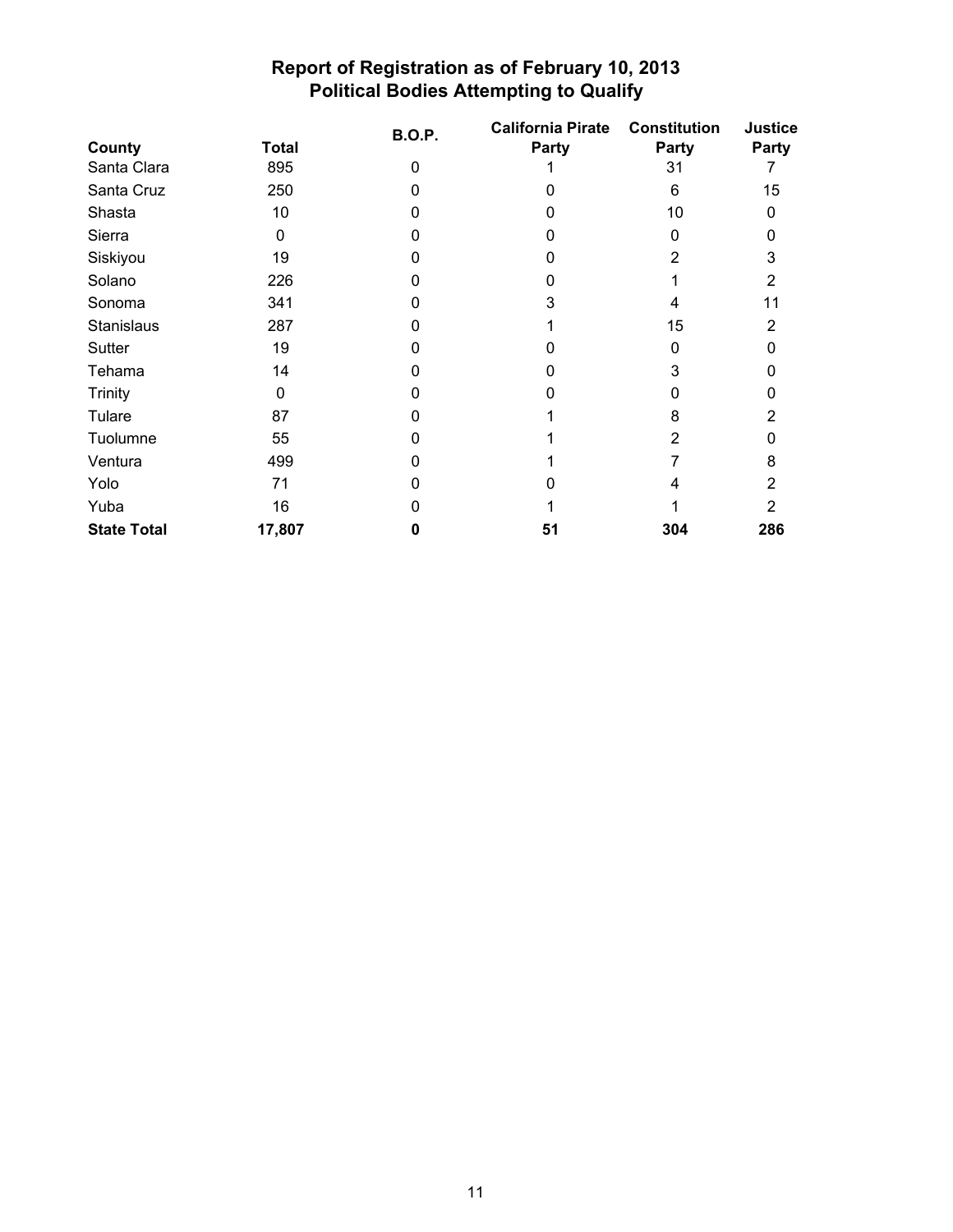# Report of Registration as of February 10, 2013
## Political Bodies Attempting to Qualify

| County | Total | B.O.P. | California Pirate Party | Constitution Party | Justice Party |
|---|---|---|---|---|---|
| Santa Clara | 895 | 0 | 1 | 31 | 7 |
| Santa Cruz | 250 | 0 | 0 | 6 | 15 |
| Shasta | 10 | 0 | 0 | 10 | 0 |
| Sierra | 0 | 0 | 0 | 0 | 0 |
| Siskiyou | 19 | 0 | 0 | 2 | 3 |
| Solano | 226 | 0 | 0 | 1 | 2 |
| Sonoma | 341 | 0 | 3 | 4 | 11 |
| Stanislaus | 287 | 0 | 1 | 15 | 2 |
| Sutter | 19 | 0 | 0 | 0 | 0 |
| Tehama | 14 | 0 | 0 | 3 | 0 |
| Trinity | 0 | 0 | 0 | 0 | 0 |
| Tulare | 87 | 0 | 1 | 8 | 2 |
| Tuolumne | 55 | 0 | 1 | 2 | 0 |
| Ventura | 499 | 0 | 1 | 7 | 8 |
| Yolo | 71 | 0 | 0 | 4 | 2 |
| Yuba | 16 | 0 | 1 | 1 | 2 |
| **State Total** | **17,807** | **0** | **51** | **304** | **286** |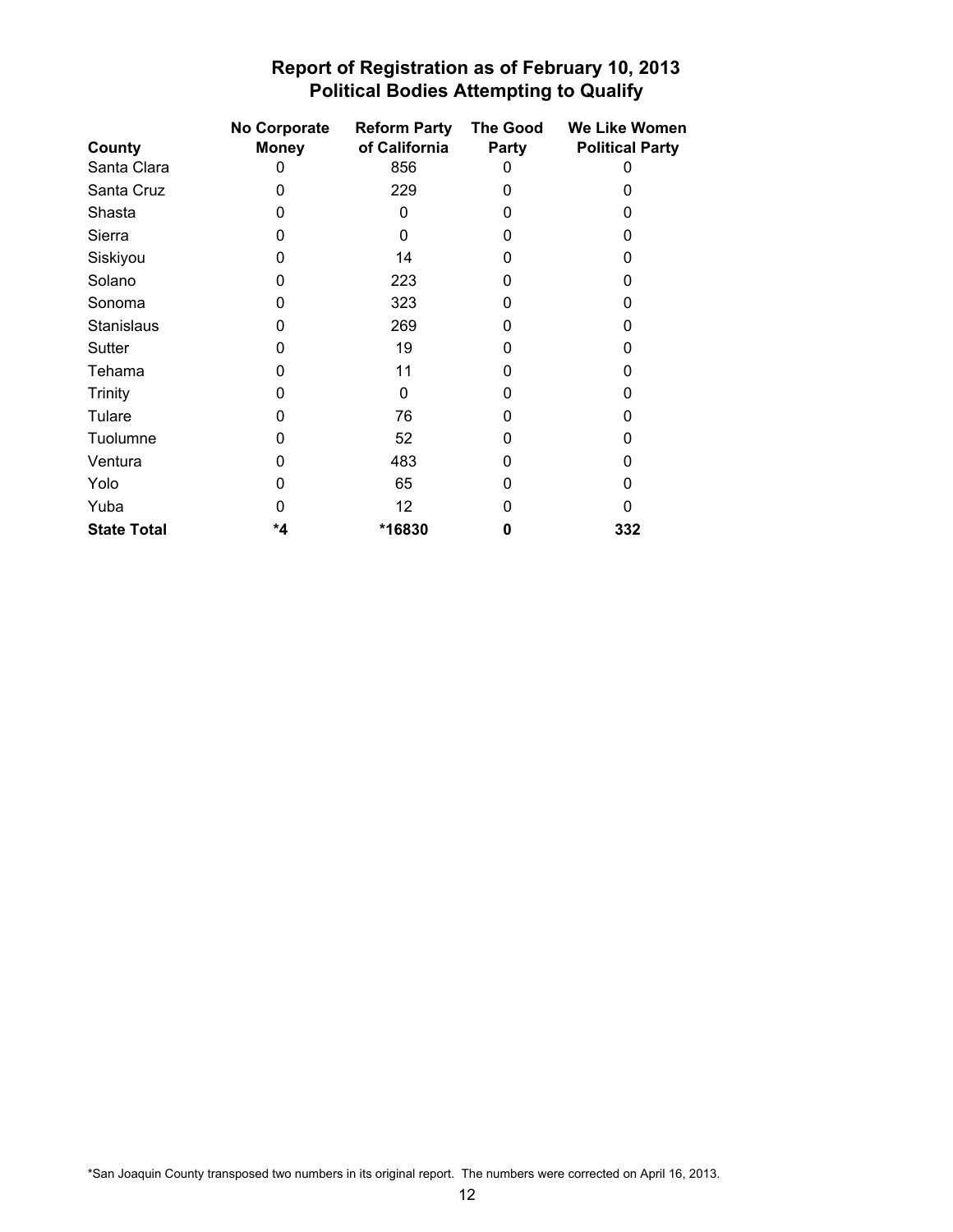## Report of Registration as of February 10, 2013
## Political Bodies Attempting to Qualify

| County | No Corporate Money | Reform Party of California | The Good Party | We Like Women Political Party |
|---|---|---|---|---|
| Santa Clara | 0 | 856 | 0 | 0 |
| Santa Cruz | 0 | 229 | 0 | 0 |
| Shasta | 0 | 0 | 0 | 0 |
| Sierra | 0 | 0 | 0 | 0 |
| Siskiyou | 0 | 14 | 0 | 0 |
| Solano | 0 | 223 | 0 | 0 |
| Sonoma | 0 | 323 | 0 | 0 |
| Stanislaus | 0 | 269 | 0 | 0 |
| Sutter | 0 | 19 | 0 | 0 |
| Tehama | 0 | 11 | 0 | 0 |
| Trinity | 0 | 0 | 0 | 0 |
| Tulare | 0 | 76 | 0 | 0 |
| Tuolumne | 0 | 52 | 0 | 0 |
| Ventura | 0 | 483 | 0 | 0 |
| Yolo | 0 | 65 | 0 | 0 |
| Yuba | 0 | 12 | 0 | 0 |
| **State Total** | ***4** | ***16830** | **0** | **332** |

*San Joaquin County transposed two numbers in its original report. The numbers were corrected on April 16, 2013.